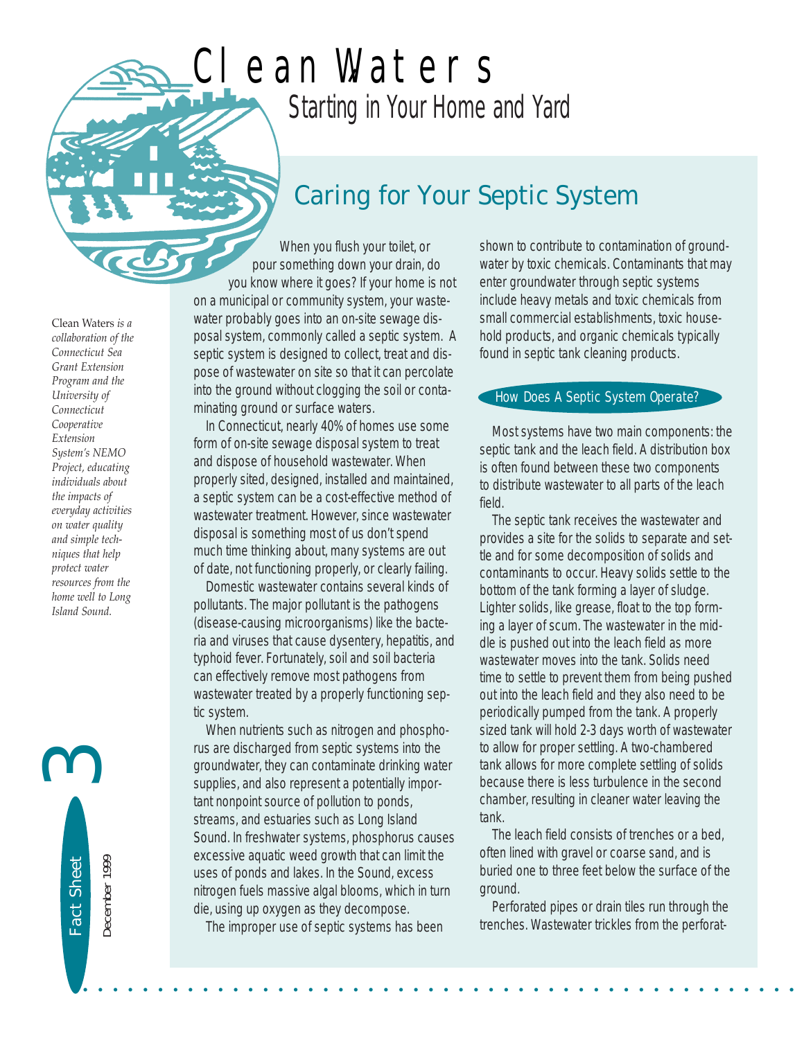# Clean Waters

## Starting in Your Home and Yard

*Clean Waters is a collaboration of the Connecticut Sea Grant Extension Program and the University of Connecticut Cooperative Extension System's NEMO Project, educating individuals about the impacts of everyday activities on water quality and simple techniques that help protect water resources from the home well to Long Island Sound.*

Fact Sheet 3

December 1999

## Caring for Your Septic System

When you flush your toilet, or pour something down your drain, do you know where it goes? If your home is not on a municipal or community system, your wastewater probably goes into an on-site sewage disposal system, commonly called a septic system. A septic system is designed to collect, treat and dispose of wastewater on site so that it can percolate into the ground without clogging the soil or contaminating ground or surface waters.

In Connecticut, nearly 40% of homes use some form of on-site sewage disposal system to treat and dispose of household wastewater. When properly sited, designed, installed and maintained, a septic system can be a cost-effective method of wastewater treatment. However, since wastewater disposal is something most of us don't spend much time thinking about, many systems are out of date, not functioning properly, or clearly failing.

Domestic wastewater contains several kinds of pollutants. The major pollutant is the pathogens (disease-causing microorganisms) like the bacteria and viruses that cause dysentery, hepatitis, and typhoid fever. Fortunately, soil and soil bacteria can effectively remove most pathogens from wastewater treated by a properly functioning septic system.

When nutrients such as nitrogen and phosphorus are discharged from septic systems into the groundwater, they can contaminate drinking water supplies, and also represent a potentially important nonpoint source of pollution to ponds, streams, and estuaries such as Long Island Sound. In freshwater systems, phosphorus causes excessive aquatic weed growth that can limit the uses of ponds and lakes. In the Sound, excess nitrogen fuels massive algal blooms, which in turn die, using up oxygen as they decompose.

The improper use of septic systems has been shown to contribute to contamination of groundwater by toxic chemicals. Contaminants that may enter groundwater through septic systems include heavy metals and toxic chemicals from small commercial establishments, toxic household products, and organic chemicals typically found in septic tank cleaning products.

### How Does A Septic System Operate?

Most systems have two main components: the septic tank and the leach field. A distribution box is often found between these two components to distribute wastewater to all parts of the leach field.

The septic tank receives the wastewater and provides a site for the solids to separate and settle and for some decomposition of solids and contaminants to occur. Heavy solids settle to the bottom of the tank forming a layer of sludge. Lighter solids, like grease, float to the top forming a layer of scum. The wastewater in the middle is pushed out into the leach field as more wastewater moves into the tank. Solids need time to settle to prevent them from being pushed out into the leach field and they also need to be periodically pumped from the tank. A properly sized tank will hold 2-3 days worth of wastewater to allow for proper settling. A two-chambered tank allows for more complete settling of solids because there is less turbulence in the second chamber, resulting in cleaner water leaving the tank.

The leach field consists of trenches or a bed, often lined with gravel or coarse sand, and is buried one to three feet below the surface of the ground.

Perforated pipes or drain tiles run through the trenches. Wastewater trickles from the perforat-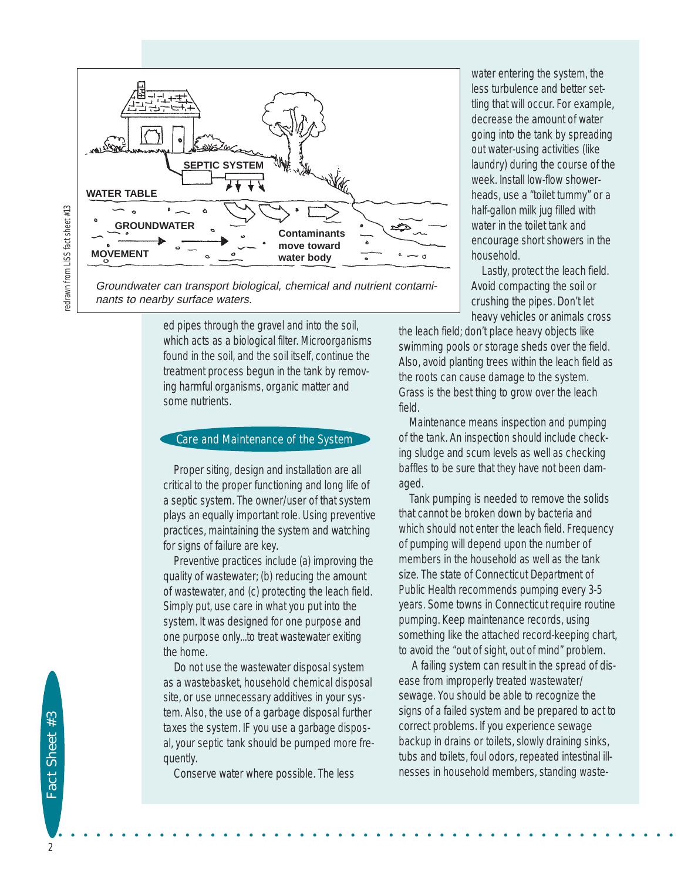Groundwater can transport biological, chemical and nutrient contaminants to nearby surface waters.

redrawn from LISS fact sheet #13

ed pipes through the gravel and into the soil, which acts as a biological filter. Microorganisms found in the soil, and the soil itself, continue the treatment process begun in the tank by removing harmful organisms, organic matter and some nutrients.

## Care and Maintenance of the System

Proper siting, design and installation are all critical to the proper functioning and long life of a septic system. The owner/user of that system plays an equally important role. Using preventive practices, maintaining the system and watching for signs of failure are key.

Preventive practices include (a) improving the quality of wastewater; (b) reducing the amount of wastewater, and (c) protecting the leach field. Simply put, use care in what you put into the system. It was designed for one purpose and one purpose only...to treat wastewater exiting the home.

Do not use the wastewater disposal system as a wastebasket, household chemical disposal site, or use unnecessary additives in your system. Also, the use of a garbage disposal further taxes the system. IF you use a garbage disposal, your septic tank should be pumped more frequently.

Conserve water where possible. The less water entering the system, the less turbulence and better settling that will occur. For example, decrease the amount of water going into the tank by spreading out water-using activities (like laundry) during the course of the week. Install low-flow showerheads, use a "toilet tummy" or a half-gallon milk jug filled with water in the toilet tank and encourage short showers in the household.

Lastly, protect the leach field. Avoid compacting the soil or crushing the pipes. Don't let heavy vehicles or animals cross the leach field; don't place heavy objects like swimming pools or storage sheds over the field. Also, avoid planting trees within the leach field as the roots can cause damage to the system. Grass is the best thing to grow over the leach field.

Maintenance means inspection and pumping of the tank. An inspection should include checking sludge and scum levels as well as checking baffles to be sure that they have not been damaged.

Tank pumping is needed to remove the solids that cannot be broken down by bacteria and which should not enter the leach field. Frequency of pumping will depend upon the number of members in the household as well as the tank size. The state of Connecticut Department of Public Health recommends pumping every 3-5 years. Some towns in Connecticut require routine pumping. Keep maintenance records, using something like the attached record-keeping chart, to avoid the "out of sight, out of mind" problem.

A failing system can result in the spread of disease from improperly treated wastewater/ sewage. You should be able to recognize the signs of a failed system and be prepared to act to correct problems. If you experience sewage backup in drains or toilets, slowly draining sinks, tubs and toilets, foul odors, repeated intestinal illnesses in household members, standing waste-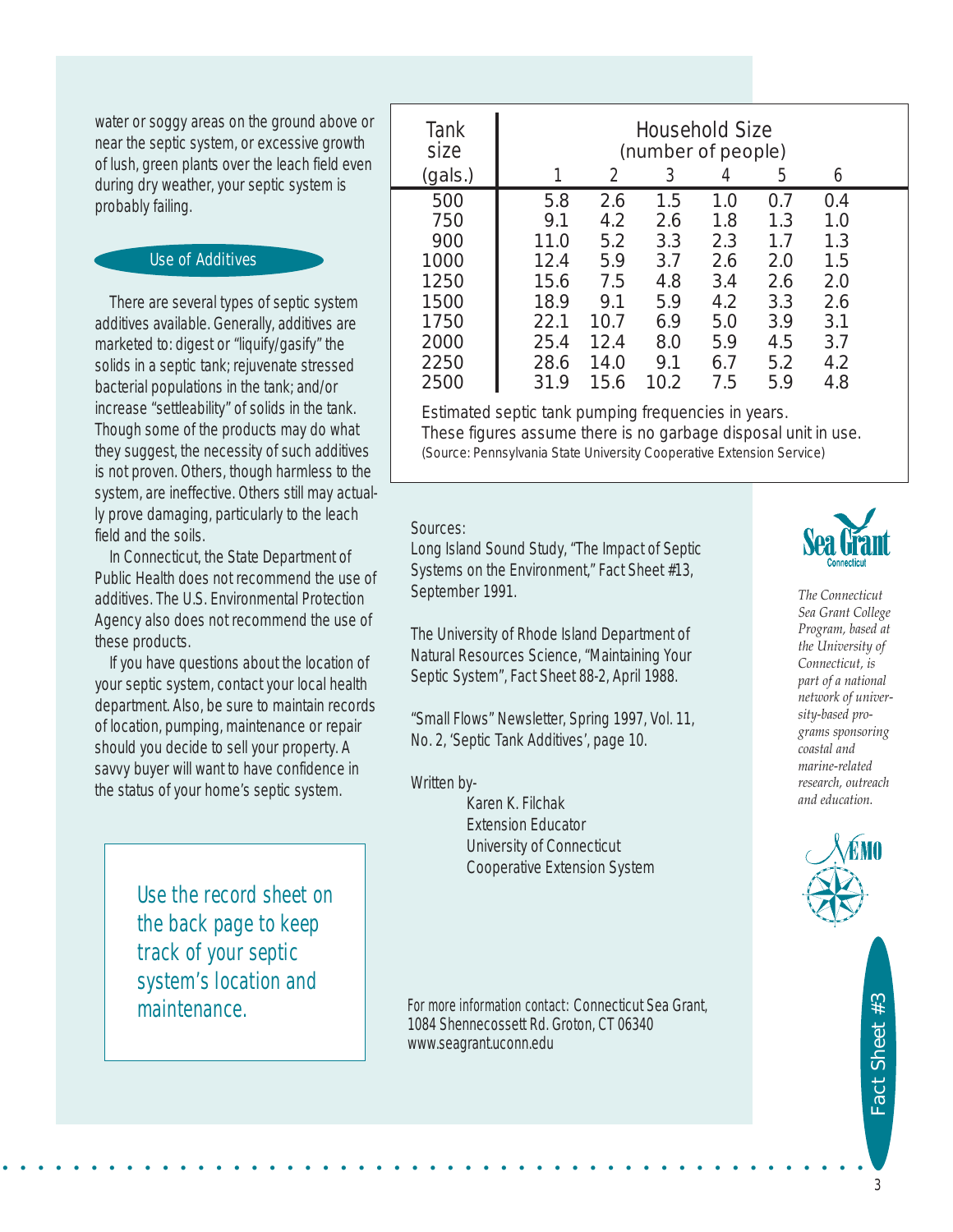water or soggy areas on the ground above or near the septic system, or excessive growth of lush, green plants over the leach field even during dry weather, your septic system is probably failing.

## Use of Additives

There are several types of septic system additives available. Generally, additives are marketed to: digest or "liquify/gasify" the solids in a septic tank; rejuvenate stressed bacterial populations in the tank; and/or increase "settleability" of solids in the tank. Though some of the products may do what they suggest, the necessity of such additives is not proven. Others, though harmless to the system, are ineffective. Others still may actually prove damaging, particularly to the leach field and the soils.

In Connecticut, the State Department of Public Health does not recommend the use of additives. The U.S. Environmental Protection Agency also does not recommend the use of these products.

If you have questions about the location of your septic system, contact your local health department. Also, be sure to maintain records of location, pumping, maintenance or repair should you decide to sell your property. A savvy buyer will want to have confidence in the status of your home's septic system.

> Use the record sheet on the back page to keep track of your septic system's location and maintenance.

| Tank size (gals.) | Household Size (number of people) | | | | | |
|---|---|---|---|---|---|---|
| | 1 | 2 | 3 | 4 | 5 | 6 |
| 500 | 5.8 | 2.6 | 1.5 | 1.0 | 0.7 | 0.4 |
| 750 | 9.1 | 4.2 | 2.6 | 1.8 | 1.3 | 1.0 |
| 900 | 11.0 | 5.2 | 3.3 | 2.3 | 1.7 | 1.3 |
| 1000 | 12.4 | 5.9 | 3.7 | 2.6 | 2.0 | 1.5 |
| 1250 | 15.6 | 7.5 | 4.8 | 3.4 | 2.6 | 2.0 |
| 1500 | 18.9 | 9.1 | 5.9 | 4.2 | 3.3 | 2.6 |
| 1750 | 22.1 | 10.7 | 6.9 | 5.0 | 3.9 | 3.1 |
| 2000 | 25.4 | 12.4 | 8.0 | 5.9 | 4.5 | 3.7 |
| 2250 | 28.6 | 14.0 | 9.1 | 6.7 | 5.2 | 4.2 |
| 2500 | 31.9 | 15.6 | 10.2 | 7.5 | 5.9 | 4.8 |

Estimated septic tank pumping frequencies in years.
These figures assume there is no garbage disposal unit in use.
(Source: Pennsylvania State University Cooperative Extension Service)

Sources:

Long Island Sound Study, "The Impact of Septic Systems on the Environment," Fact Sheet #13, September 1991.

The University of Rhode Island Department of Natural Resources Science, "Maintaining Your Septic System", Fact Sheet 88-2, April 1988.

"Small Flows" Newsletter, Spring 1997, Vol. 11, No. 2, 'Septic Tank Additives', page 10.

Written by-
Karen K. Filchak
Extension Educator
University of Connecticut
Cooperative Extension System

For more information contact: Connecticut Sea Grant, 1084 Shennecossett Rd. Groton, CT 06340
www.seagrant.uconn.edu

Sea Grant Connecticut

*The Connecticut Sea Grant College Program, based at the University of Connecticut, is part of a national network of university-based programs sponsoring coastal and marine-related research, outreach and education.*

NEMO

Fact Sheet #3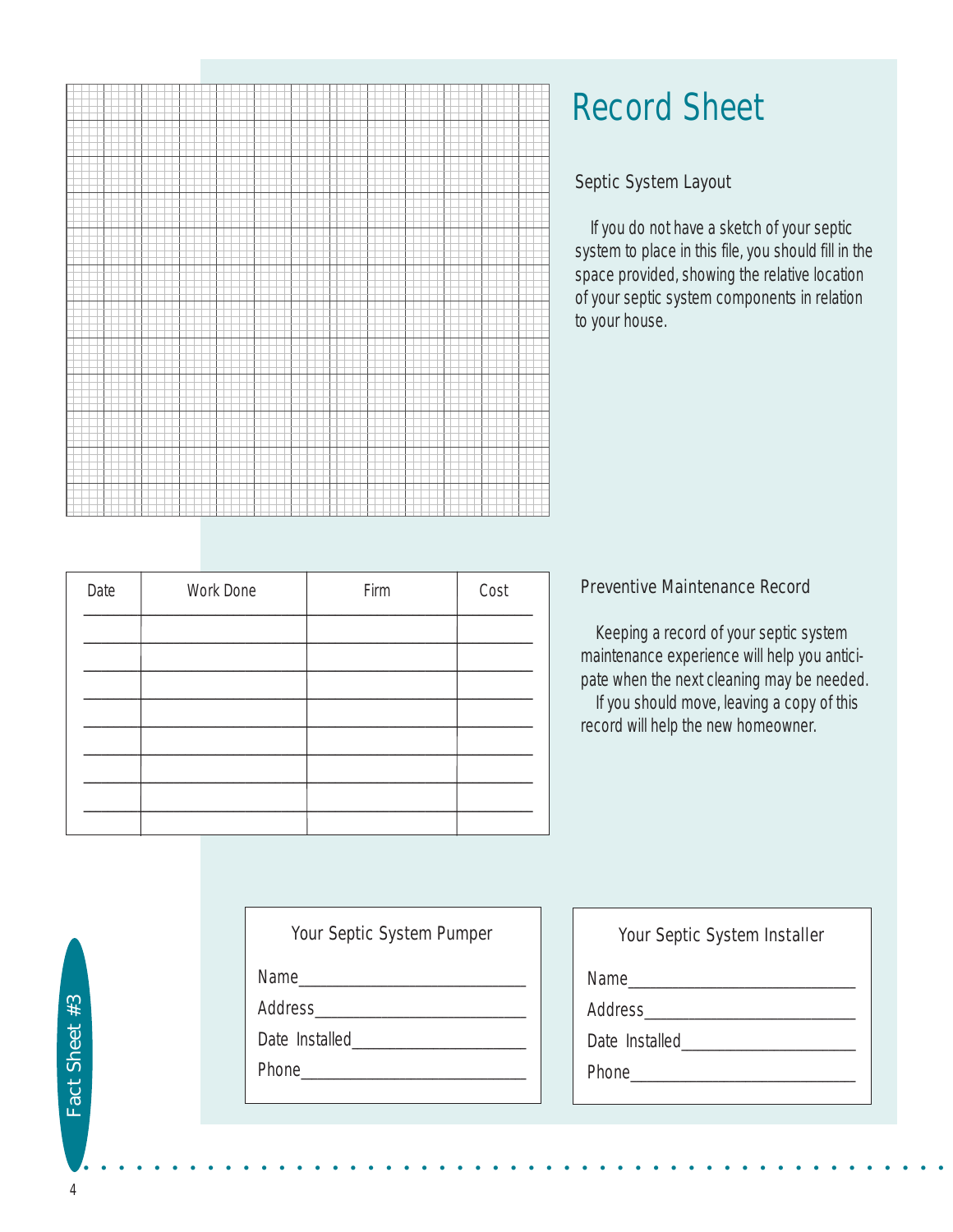# Record Sheet

## Septic System Layout

If you do not have a sketch of your septic system to place in this file, you should fill in the space provided, showing the relative location of your septic system components in relation to your house.

## Preventive Maintenance Record

Keeping a record of your septic system maintenance experience will help you anticipate when the next cleaning may be needed.

If you should move, leaving a copy of this record will help the new homeowner.

| Date | Work Done | Firm | Cost |
|---|---|---|---|
| | | | |
| | | | |
| | | | |
| | | | |
| | | | |
| | | | |
| | | | |
| | | | |

### Your Septic System Pumper

Name___________________________

Address_________________________

Date Installed____________________

Phone__________________________

### Your Septic System Installer

Name___________________________

Address_________________________

Date Installed____________________

Phone__________________________

Fact Sheet #3